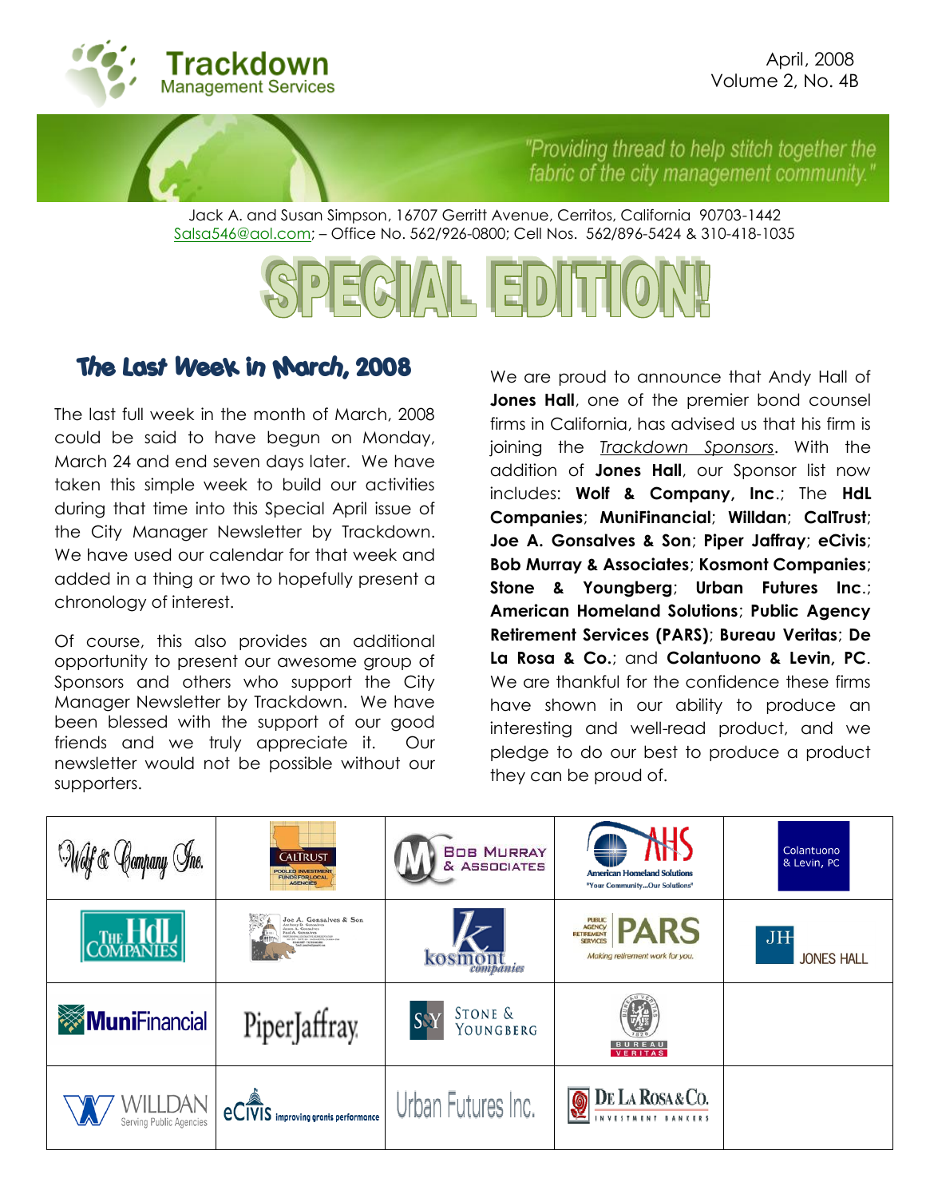# Trackdown Management Services

April, 2008
Volume 2, No. 4B

"Providing thread to help stitch together the fabric of the city management community."

Jack A. and Susan Simpson, 16707 Gerritt Avenue, Cerritos, California 90703-1442
Salsa546@aol.com; – Office No. 562/926-0800; Cell Nos. 562/896-5424 & 310-418-1035

# SPECIAL EDITION!

## The Last Week in March, 2008

The last full week in the month of March, 2008 could be said to have begun on Monday, March 24 and end seven days later. We have taken this simple week to build our activities during that time into this Special April issue of the City Manager Newsletter by Trackdown. We have used our calendar for that week and added in a thing or two to hopefully present a chronology of interest.

Of course, this also provides an additional opportunity to present our awesome group of Sponsors and others who support the City Manager Newsletter by Trackdown. We have been blessed with the support of our good friends and we truly appreciate it. Our newsletter would not be possible without our supporters.

We are proud to announce that Andy Hall of **Jones Hall**, one of the premier bond counsel firms in California, has advised us that his firm is joining the *Trackdown Sponsors*. With the addition of **Jones Hall**, our Sponsor list now includes: **Wolf & Company, Inc**.; The **HdL Companies**; **MuniFinancial**; **Willdan**; **CalTrust**; **Joe A. Gonsalves & Son**; **Piper Jaffray**; **eCivis**; **Bob Murray & Associates**; **Kosmont Companies**; **Stone & Youngberg**; **Urban Futures Inc**.; **American Homeland Solutions**; **Public Agency Retirement Services (PARS)**; **Bureau Veritas**; **De La Rosa & Co.**; and **Colantuono & Levin, PC**. We are thankful for the confidence these firms have shown in our ability to produce an interesting and well-read product, and we pledge to do our best to produce a product they can be proud of.

| | | | | |
|---|---|---|---|---|
| Wolf & Company Inc. | CALTRUST Pooled Investment Funds for Local Agencies | Bob Murray & Associates | AHS American Homeland Solutions "Your Community...Our Solutions" | Colantuono & Levin, PC |
| The HdL Companies | Joe A. Gonsalves & Son | kosmont companies | PARS Public Agency Retirement Services Making retirement work for you. | JH Jones Hall |
| MuniFinancial | PiperJaffray | S&Y Stone & Youngberg | Bureau Veritas | |
| Willdan Serving Public Agencies | eCivis improving grants performance | Urban Futures Inc. | De La Rosa & Co. Investment Bankers | |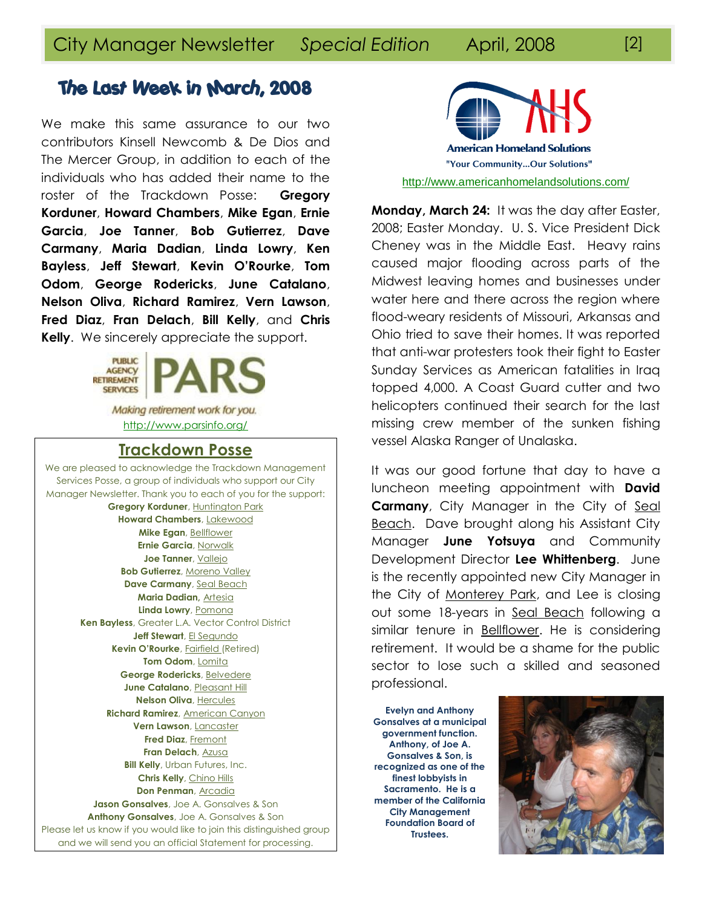## The Last Week in March, 2008

We make this same assurance to our two contributors Kinsell Newcomb & De Dios and The Mercer Group, in addition to each of the individuals who has added their name to the roster of the Trackdown Posse: **Gregory Korduner**, **Howard Chambers**, **Mike Egan**, **Ernie Garcia**, **Joe Tanner**, **Bob Gutierrez**, **Dave Carmany**, **Maria Dadian**, **Linda Lowry**, **Ken Bayless**, **Jeff Stewart**, **Kevin O'Rourke**, **Tom Odom**, **George Rodericks**, **June Catalano**, **Nelson Oliva**, **Richard Ramirez**, **Vern Lawson**, **Fred Diaz**, **Fran Delach**, **Bill Kelly**, and **Chris Kelly**. We sincerely appreciate the support.

PUBLIC AGENCY RETIREMENT SERVICES PARS

*Making retirement work for you.*

http://www.parsinfo.org/

### Trackdown Posse

We are pleased to acknowledge the Trackdown Management Services Posse, a group of individuals who support our City Manager Newsletter. Thank you to each of you for the support:

**Gregory Korduner**, Huntington Park
**Howard Chambers**, Lakewood
**Mike Egan**, Bellflower
**Ernie Garcia**, Norwalk
**Joe Tanner**, Vallejo
**Bob Gutierrez**, Moreno Valley
**Dave Carmany**, Seal Beach
**Maria Dadian**, Artesia
**Linda Lowry**, Pomona
**Ken Bayless**, Greater L.A. Vector Control District
**Jeff Stewart**, El Segundo
**Kevin O'Rourke**, Fairfield (Retired)
**Tom Odom**, Lomita
**George Rodericks**, Belvedere
**June Catalano**, Pleasant Hill
**Nelson Oliva**, Hercules
**Richard Ramirez**, American Canyon
**Vern Lawson**, Lancaster
**Fred Diaz**, Fremont
**Fran Delach**, Azusa
**Bill Kelly**, Urban Futures, Inc.
**Chris Kelly**, Chino Hills
**Don Penman**, Arcadia
**Jason Gonsalves**, Joe A. Gonsalves & Son
**Anthony Gonsalves**, Joe A. Gonsalves & Son

Please let us know if you would like to join this distinguished group and we will send you an official Statement for processing.

AHS American Homeland Solutions

"Your Community...Our Solutions"

http://www.americanhomelandsolutions.com/

**Monday, March 24:** It was the day after Easter, 2008; Easter Monday. U. S. Vice President Dick Cheney was in the Middle East. Heavy rains caused major flooding across parts of the Midwest leaving homes and businesses under water here and there across the region where flood-weary residents of Missouri, Arkansas and Ohio tried to save their homes. It was reported that anti-war protesters took their fight to Easter Sunday Services as American fatalities in Iraq topped 4,000. A Coast Guard cutter and two helicopters continued their search for the last missing crew member of the sunken fishing vessel Alaska Ranger of Unalaska.

It was our good fortune that day to have a luncheon meeting appointment with **David Carmany**, City Manager in the City of Seal Beach. Dave brought along his Assistant City Manager **June Yotsuya** and Community Development Director **Lee Whittenberg**. June is the recently appointed new City Manager in the City of Monterey Park, and Lee is closing out some 18-years in Seal Beach following a similar tenure in Bellflower. He is considering retirement. It would be a shame for the public sector to lose such a skilled and seasoned professional.

**Evelyn and Anthony Gonsalves at a municipal government function. Anthony, of Joe A. Gonsalves & Son, is recognized as one of the finest lobbyists in Sacramento. He is a member of the California City Management Foundation Board of Trustees.**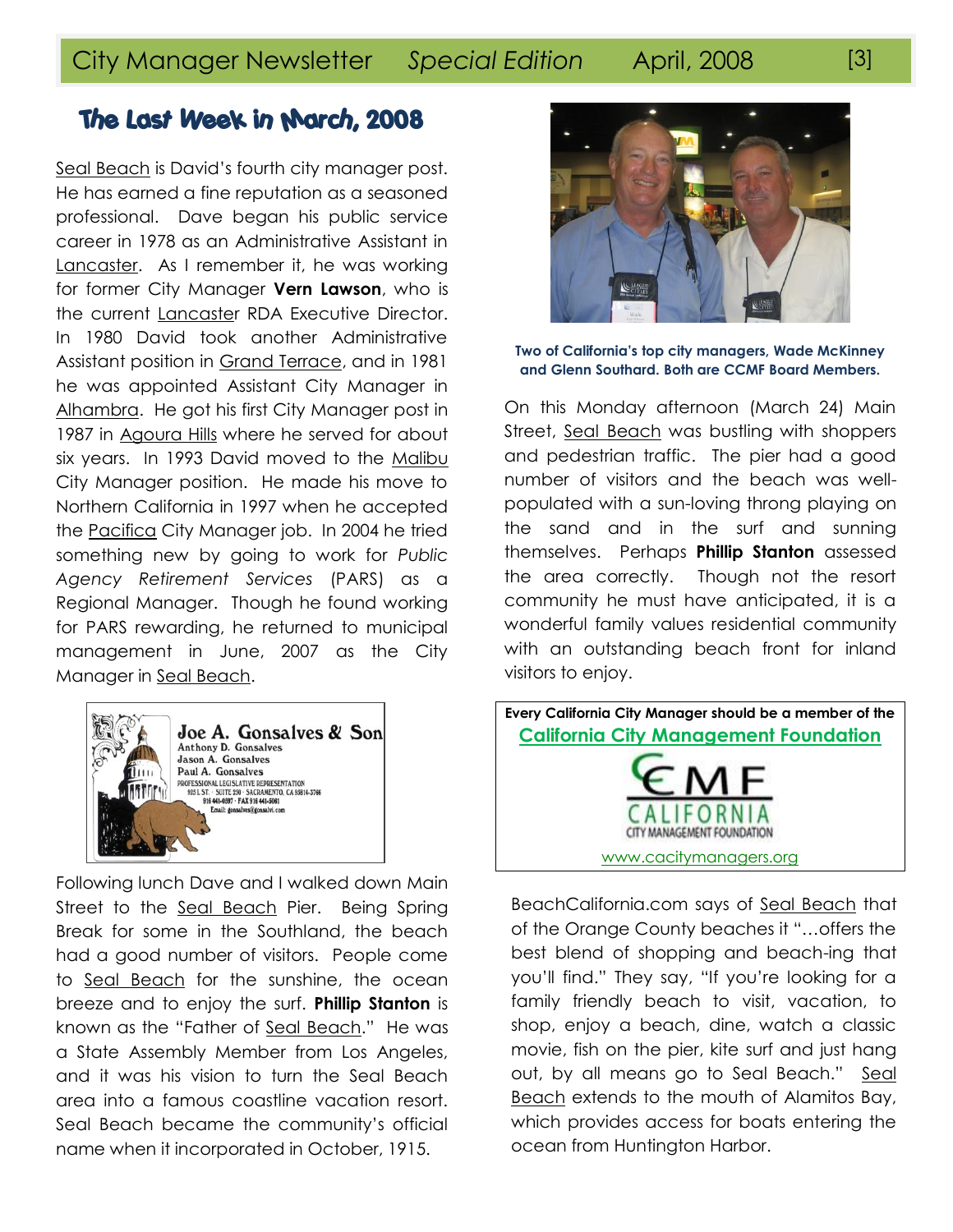## The Last Week in March, 2008

Seal Beach is David's fourth city manager post. He has earned a fine reputation as a seasoned professional. Dave began his public service career in 1978 as an Administrative Assistant in Lancaster. As I remember it, he was working for former City Manager **Vern Lawson**, who is the current Lancaster RDA Executive Director. In 1980 David took another Administrative Assistant position in Grand Terrace, and in 1981 he was appointed Assistant City Manager in Alhambra. He got his first City Manager post in 1987 in Agoura Hills where he served for about six years. In 1993 David moved to the Malibu City Manager position. He made his move to Northern California in 1997 when he accepted the Pacifica City Manager job. In 2004 he tried something new by going to work for *Public Agency Retirement Services* (PARS) as a Regional Manager. Though he found working for PARS rewarding, he returned to municipal management in June, 2007 as the City Manager in Seal Beach.

**Joe A. Gonsalves & Son**
Anthony D. Gonsalves
Jason A. Gonsalves
Paul A. Gonsalves
PROFESSIONAL LEGISLATIVE REPRESENTATION
925 L ST. · SUITE 250 · SACRAMENTO, CA 95814-3766
916 441-0597 · FAX 916 441-5061
Email: gonsalves@gonsalvi.com

Following lunch Dave and I walked down Main Street to the Seal Beach Pier. Being Spring Break for some in the Southland, the beach had a good number of visitors. People come to Seal Beach for the sunshine, the ocean breeze and to enjoy the surf. **Phillip Stanton** is known as the "Father of Seal Beach." He was a State Assembly Member from Los Angeles, and it was his vision to turn the Seal Beach area into a famous coastline vacation resort. Seal Beach became the community's official name when it incorporated in October, 1915.

**Two of California's top city managers, Wade McKinney and Glenn Southard. Both are CCMF Board Members.**

On this Monday afternoon (March 24) Main Street, Seal Beach was bustling with shoppers and pedestrian traffic. The pier had a good number of visitors and the beach was well-populated with a sun-loving throng playing on the sand and in the surf and sunning themselves. Perhaps **Phillip Stanton** assessed the area correctly. Though not the resort community he must have anticipated, it is a wonderful family values residential community with an outstanding beach front for inland visitors to enjoy.

**Every California City Manager should be a member of the**
**California City Management Foundation**

CMF
CALIFORNIA
CITY MANAGEMENT FOUNDATION

www.cacitymanagers.org

BeachCalifornia.com says of Seal Beach that of the Orange County beaches it "…offers the best blend of shopping and beach-ing that you'll find." They say, "If you're looking for a family friendly beach to visit, vacation, to shop, enjoy a beach, dine, watch a classic movie, fish on the pier, kite surf and just hang out, by all means go to Seal Beach." Seal Beach extends to the mouth of Alamitos Bay, which provides access for boats entering the ocean from Huntington Harbor.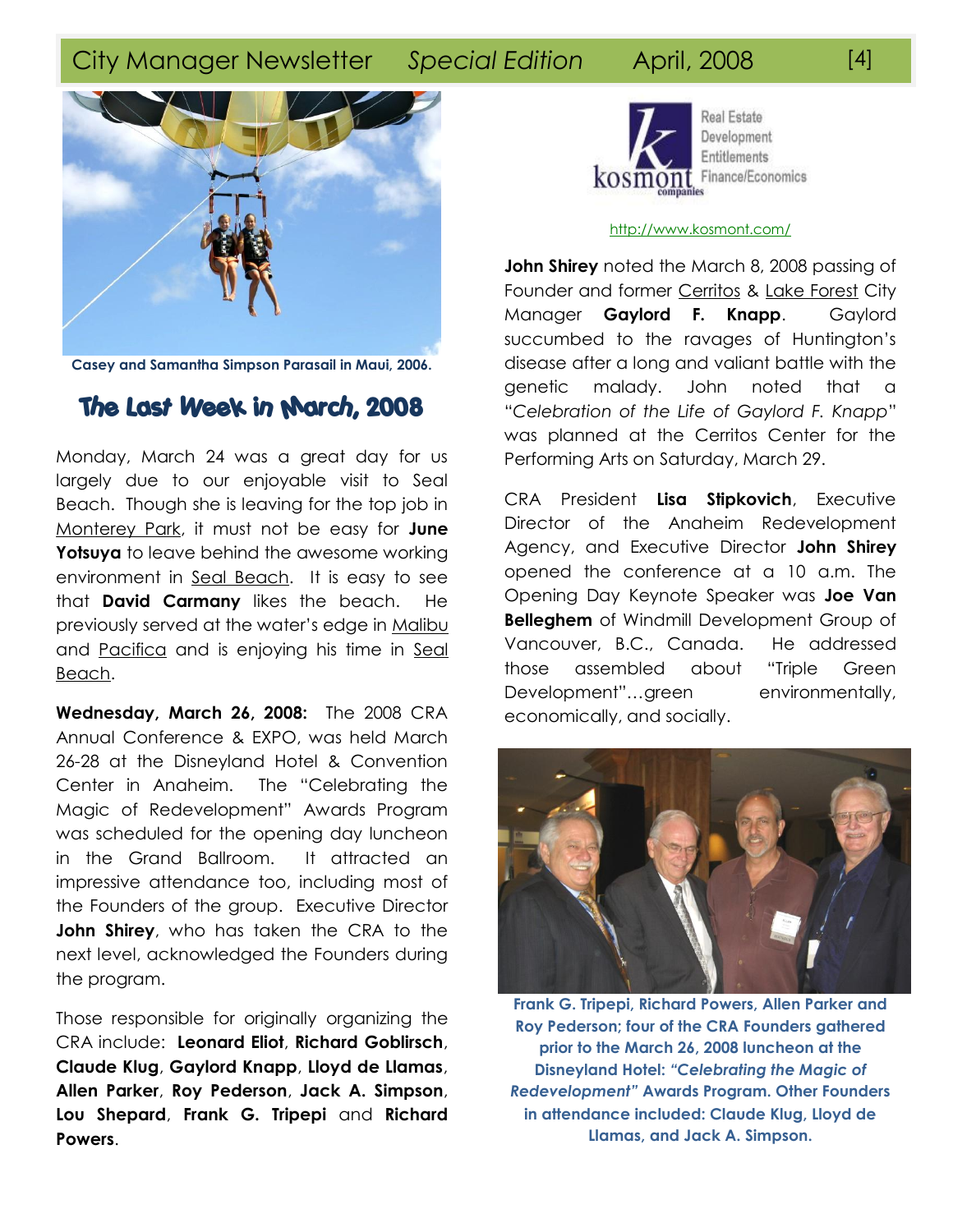Casey and Samantha Simpson Parasail in Maui, 2006.

## The Last Week in March, 2008

Monday, March 24 was a great day for us largely due to our enjoyable visit to Seal Beach. Though she is leaving for the top job in Monterey Park, it must not be easy for **June Yotsuya** to leave behind the awesome working environment in Seal Beach. It is easy to see that **David Carmany** likes the beach. He previously served at the water's edge in Malibu and Pacifica and is enjoying his time in Seal Beach.

**Wednesday, March 26, 2008:** The 2008 CRA Annual Conference & EXPO, was held March 26-28 at the Disneyland Hotel & Convention Center in Anaheim. The "Celebrating the Magic of Redevelopment" Awards Program was scheduled for the opening day luncheon in the Grand Ballroom. It attracted an impressive attendance too, including most of the Founders of the group. Executive Director **John Shirey**, who has taken the CRA to the next level, acknowledged the Founders during the program.

Those responsible for originally organizing the CRA include: **Leonard Eliot**, **Richard Goblirsch**, **Claude Klug**, **Gaylord Knapp**, **Lloyd de Llamas**, **Allen Parker**, **Roy Pederson**, **Jack A. Simpson**, **Lou Shepard**, **Frank G. Tripepi** and **Richard Powers**.

kosmont companies — Real Estate, Development, Entitlements, Finance/Economics

http://www.kosmont.com/

**John Shirey** noted the March 8, 2008 passing of Founder and former Cerritos & Lake Forest City Manager **Gaylord F. Knapp**. Gaylord succumbed to the ravages of Huntington's disease after a long and valiant battle with the genetic malady. John noted that a "*Celebration of the Life of Gaylord F. Knapp*" was planned at the Cerritos Center for the Performing Arts on Saturday, March 29.

CRA President **Lisa Stipkovich**, Executive Director of the Anaheim Redevelopment Agency, and Executive Director **John Shirey** opened the conference at a 10 a.m. The Opening Day Keynote Speaker was **Joe Van Belleghem** of Windmill Development Group of Vancouver, B.C., Canada. He addressed those assembled about "Triple Green Development"…green environmentally, economically, and socially.

**Frank G. Tripepi, Richard Powers, Allen Parker and Roy Pederson; four of the CRA Founders gathered prior to the March 26, 2008 luncheon at the Disneyland Hotel: *"Celebrating the Magic of Redevelopment"* Awards Program. Other Founders in attendance included: Claude Klug, Lloyd de Llamas, and Jack A. Simpson.**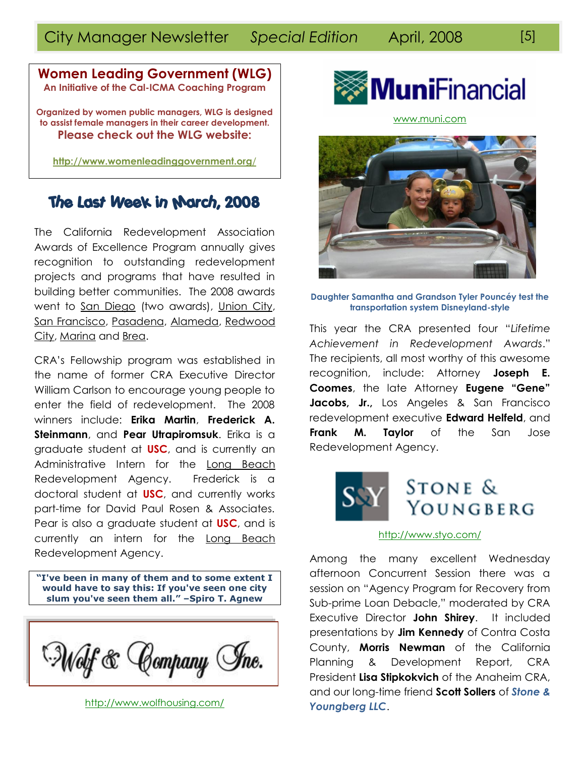## Women Leading Government (WLG)

**An Initiative of the Cal-ICMA Coaching Program**

**Organized by women public managers, WLG is designed to assist female managers in their career development.**

**Please check out the WLG website:**

**http://www.womenleadinggovernment.org/**

## The Last Week in March, 2008

The California Redevelopment Association Awards of Excellence Program annually gives recognition to outstanding redevelopment projects and programs that have resulted in building better communities. The 2008 awards went to San Diego (two awards), Union City, San Francisco, Pasadena, Alameda, Redwood City, Marina and Brea.

CRA's Fellowship program was established in the name of former CRA Executive Director William Carlson to encourage young people to enter the field of redevelopment. The 2008 winners include: **Erika Martin**, **Frederick A. Steinmann**, and **Pear Utrapiromsuk**. Erika is a graduate student at **USC**, and is currently an Administrative Intern for the Long Beach Redevelopment Agency. Frederick is a doctoral student at **USC**, and currently works part-time for David Paul Rosen & Associates. Pear is also a graduate student at **USC**, and is currently an intern for the Long Beach Redevelopment Agency.

**"I've been in many of them and to some extent I would have to say this: If you've seen one city slum you've seen them all." –Spiro T. Agnew**

Wolf & Company Inc.

http://www.wolfhousing.com/

MuniFinancial

www.muni.com

**Daughter Samantha and Grandson Tyler Pouncéy test the transportation system Disneyland-style**

This year the CRA presented four "*Lifetime Achievement in Redevelopment Awards*." The recipients, all most worthy of this awesome recognition, include: Attorney **Joseph E. Coomes**, the late Attorney **Eugene "Gene" Jacobs, Jr.**, Los Angeles & San Francisco redevelopment executive **Edward Helfeld**, and **Frank M. Taylor** of the San Jose Redevelopment Agency.

Stone & Youngberg

http://www.styo.com/

Among the many excellent Wednesday afternoon Concurrent Session there was a session on "Agency Program for Recovery from Sub-prime Loan Debacle," moderated by CRA Executive Director **John Shirey**. It included presentations by **Jim Kennedy** of Contra Costa County, **Morris Newman** of the California Planning & Development Report, CRA President **Lisa Stipkokvich** of the Anaheim CRA, and our long-time friend **Scott Sollers** of ***Stone & Youngberg LLC***.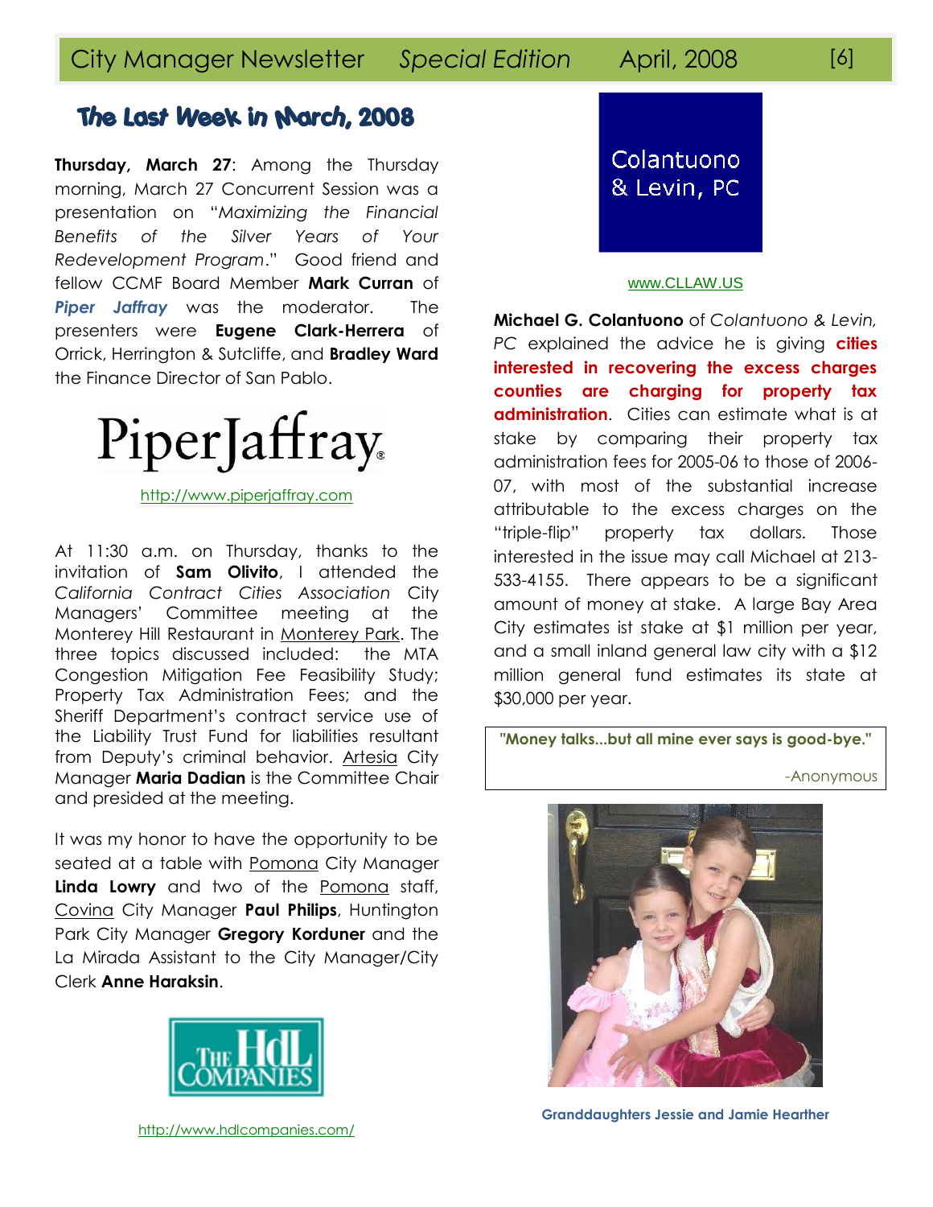## The Last Week in March, 2008

**Thursday, March 27**: Among the Thursday morning, March 27 Concurrent Session was a presentation on "*Maximizing the Financial Benefits of the Silver Years of Your Redevelopment Program*." Good friend and fellow CCMF Board Member **Mark Curran** of ***Piper Jaffray*** was the moderator. The presenters were **Eugene Clark-Herrera** of Orrick, Herrington & Sutcliffe, and **Bradley Ward** the Finance Director of San Pablo.

PiperJaffray

http://www.piperjaffray.com

At 11:30 a.m. on Thursday, thanks to the invitation of **Sam Olivito**, I attended the *California Contract Cities Association* City Managers' Committee meeting at the Monterey Hill Restaurant in Monterey Park. The three topics discussed included: the MTA Congestion Mitigation Fee Feasibility Study; Property Tax Administration Fees; and the Sheriff Department's contract service use of the Liability Trust Fund for liabilities resultant from Deputy's criminal behavior. Artesia City Manager **Maria Dadian** is the Committee Chair and presided at the meeting.

It was my honor to have the opportunity to be seated at a table with Pomona City Manager **Linda Lowry** and two of the Pomona staff, Covina City Manager **Paul Philips**, Huntington Park City Manager **Gregory Korduner** and the La Mirada Assistant to the City Manager/City Clerk **Anne Haraksin**.

THE HdL COMPANIES

http://www.hdlcompanies.com/

Colantuono & Levin, PC

www.CLLAW.US

**Michael G. Colantuono** of *Colantuono & Levin, PC* explained the advice he is giving **cities interested in recovering the excess charges counties are charging for property tax administration**. Cities can estimate what is at stake by comparing their property tax administration fees for 2005-06 to those of 2006-07, with most of the substantial increase attributable to the excess charges on the "triple-flip" property tax dollars. Those interested in the issue may call Michael at 213-533-4155. There appears to be a significant amount of money at stake. A large Bay Area City estimates ist stake at $1 million per year, and a small inland general law city with a $12 million general fund estimates its state at $30,000 per year.

> **"Money talks...but all mine ever says is good-bye."**
>
> -Anonymous

**Granddaughters Jessie and Jamie Hearther**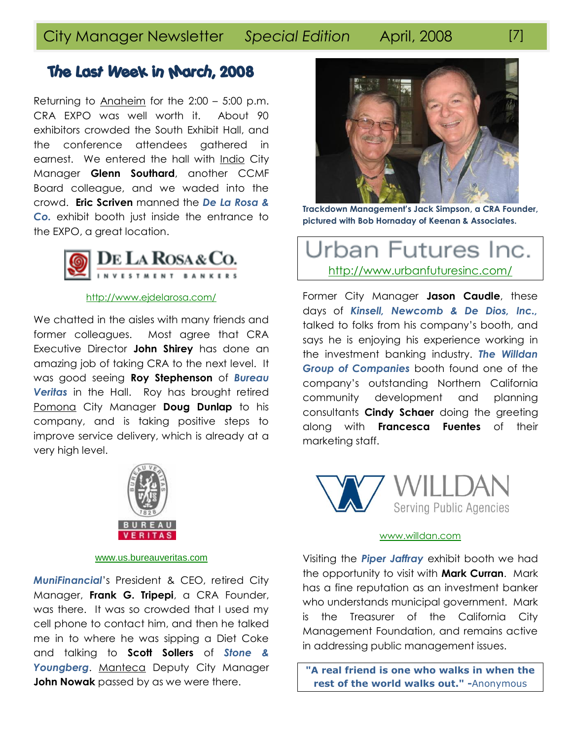## The Last Week in March, 2008

Returning to Anaheim for the 2:00 – 5:00 p.m. CRA EXPO was well worth it. About 90 exhibitors crowded the South Exhibit Hall, and the conference attendees gathered in earnest. We entered the hall with Indio City Manager **Glenn Southard**, another CCMF Board colleague, and we waded into the crowd. **Eric Scriven** manned the ***De La Rosa & Co.*** exhibit booth just inside the entrance to the EXPO, a great location.

DE LA ROSA & CO.
INVESTMENT BANKERS

http://www.ejdelarosa.com/

We chatted in the aisles with many friends and former colleagues. Most agree that CRA Executive Director **John Shirey** has done an amazing job of taking CRA to the next level. It was good seeing **Roy Stephenson** of ***Bureau Veritas*** in the Hall. Roy has brought retired Pomona City Manager **Doug Dunlap** to his company, and is taking positive steps to improve service delivery, which is already at a very high level.

BUREAU VERITAS

www.us.bureauveritas.com

***MuniFinancial***'s President & CEO, retired City Manager, **Frank G. Tripepi**, a CRA Founder, was there. It was so crowded that I used my cell phone to contact him, and then he talked me in to where he was sipping a Diet Coke and talking to **Scott Sollers** of ***Stone & Youngberg***. Manteca Deputy City Manager **John Nowak** passed by as we were there.

**Trackdown Management's Jack Simpson, a CRA Founder, pictured with Bob Hornaday of Keenan & Associates.**

Urban Futures Inc.
http://www.urbanfuturesinc.com/

Former City Manager **Jason Caudle**, these days of ***Kinsell, Newcomb & De Dios, Inc.,*** talked to folks from his company's booth, and says he is enjoying his experience working in the investment banking industry. ***The Willdan Group of Companies*** booth found one of the company's outstanding Northern California community development and planning consultants **Cindy Schaer** doing the greeting along with **Francesca Fuentes** of their marketing staff.

WILLDAN
Serving Public Agencies

www.willdan.com

Visiting the ***Piper Jaffray*** exhibit booth we had the opportunity to visit with **Mark Curran**. Mark has a fine reputation as an investment banker who understands municipal government. Mark is the Treasurer of the California City Management Foundation, and remains active in addressing public management issues.

**"A real friend is one who walks in when the rest of the world walks out." -**Anonymous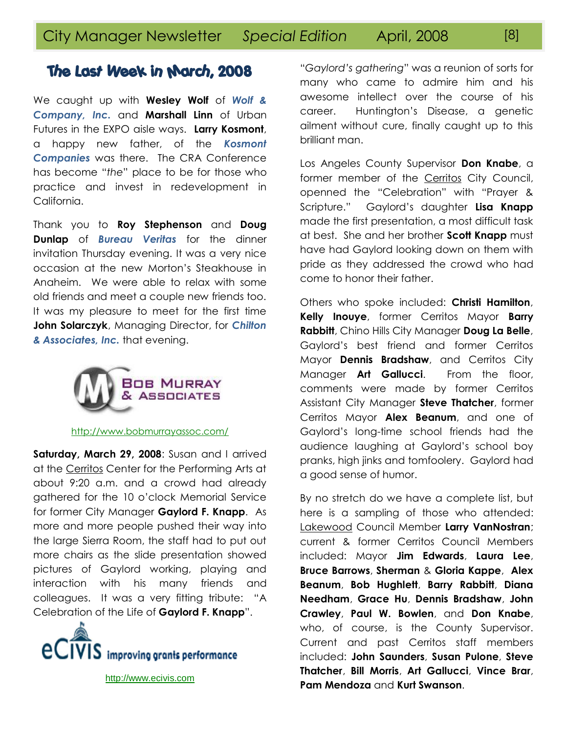## The Last Week in March, 2008

We caught up with **Wesley Wolf** of ***Wolf & Company, Inc.*** and **Marshall Linn** of Urban Futures in the EXPO aisle ways. **Larry Kosmont**, a happy new father, of the ***Kosmont Companies*** was there. The CRA Conference has become "*the*" place to be for those who practice and invest in redevelopment in California.

Thank you to **Roy Stephenson** and **Doug Dunlap** of ***Bureau Veritas*** for the dinner invitation Thursday evening. It was a very nice occasion at the new Morton's Steakhouse in Anaheim. We were able to relax with some old friends and meet a couple new friends too. It was my pleasure to meet for the first time **John Solarczyk**, Managing Director, for ***Chilton & Associates, Inc.*** that evening.

BOB MURRAY & ASSOCIATES

http://www.bobmurrayassoc.com/

**Saturday, March 29, 2008**: Susan and I arrived at the Cerritos Center for the Performing Arts at about 9:20 a.m. and a crowd had already gathered for the 10 o'clock Memorial Service for former City Manager **Gaylord F. Knapp**. As more and more people pushed their way into the large Sierra Room, the staff had to put out more chairs as the slide presentation showed pictures of Gaylord working, playing and interaction with his many friends and colleagues. It was a very fitting tribute: "A Celebration of the Life of **Gaylord F. Knapp**".

eCivis improving grants performance

http://www.ecivis.com

"*Gaylord's gathering*" was a reunion of sorts for many who came to admire him and his awesome intellect over the course of his career. Huntington's Disease, a genetic ailment without cure, finally caught up to this brilliant man.

Los Angeles County Supervisor **Don Knabe**, a former member of the Cerritos City Council, openned the "Celebration" with "Prayer & Scripture." Gaylord's daughter **Lisa Knapp** made the first presentation, a most difficult task at best. She and her brother **Scott Knapp** must have had Gaylord looking down on them with pride as they addressed the crowd who had come to honor their father.

Others who spoke included: **Christi Hamilton**, **Kelly Inouye**, former Cerritos Mayor **Barry Rabbitt**, Chino Hills City Manager **Doug La Belle**, Gaylord's best friend and former Cerritos Mayor **Dennis Bradshaw**, and Cerritos City Manager **Art Gallucci**. From the floor, comments were made by former Cerritos Assistant City Manager **Steve Thatcher**, former Cerritos Mayor **Alex Beanum**, and one of Gaylord's long-time school friends had the audience laughing at Gaylord's school boy pranks, high jinks and tomfoolery. Gaylord had a good sense of humor.

By no stretch do we have a complete list, but here is a sampling of those who attended: Lakewood Council Member **Larry VanNostran**; current & former Cerritos Council Members included: Mayor **Jim Edwards**, **Laura Lee**, **Bruce Barrows**, **Sherman** & **Gloria Kappe**, **Alex Beanum**, **Bob Hughlett**, **Barry Rabbitt**, **Diana Needham**, **Grace Hu**, **Dennis Bradshaw**, **John Crawley**, **Paul W. Bowlen**, and **Don Knabe**, who, of course, is the County Supervisor. Current and past Cerritos staff members included: **John Saunders**, **Susan Pulone**, **Steve Thatcher**, **Bill Morris**, **Art Gallucci**, **Vince Brar**, **Pam Mendoza** and **Kurt Swanson**.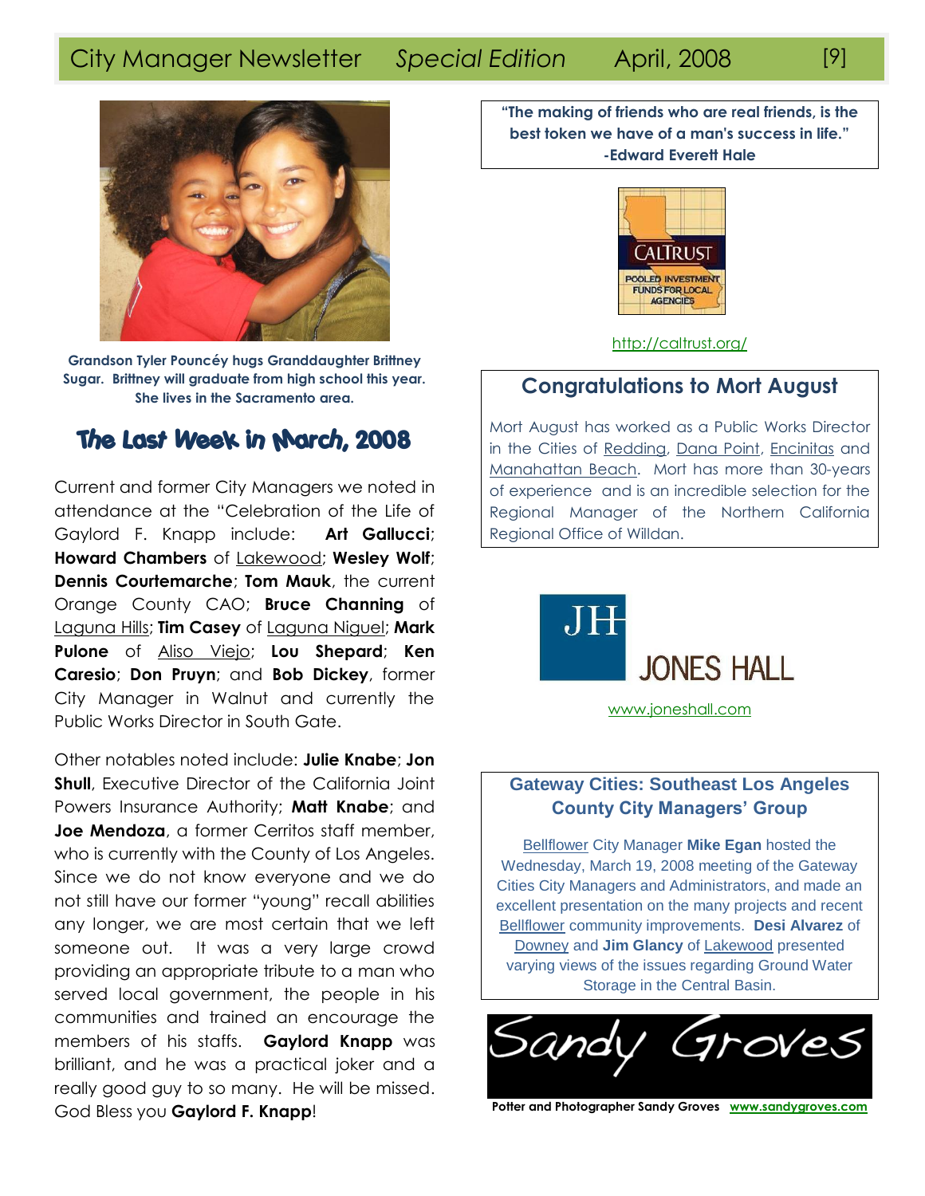Grandson Tyler Pouncéy hugs Granddaughter Brittney Sugar. Brittney will graduate from high school this year. She lives in the Sacramento area.

## The Last Week in March, 2008

Current and former City Managers we noted in attendance at the "Celebration of the Life of Gaylord F. Knapp include: **Art Gallucci**; **Howard Chambers** of Lakewood; **Wesley Wolf**; **Dennis Courtemarche**; **Tom Mauk**, the current Orange County CAO; **Bruce Channing** of Laguna Hills; **Tim Casey** of Laguna Niguel; **Mark Pulone** of Aliso Viejo; **Lou Shepard**; **Ken Caresio**; **Don Pruyn**; and **Bob Dickey**, former City Manager in Walnut and currently the Public Works Director in South Gate.

Other notables noted include: **Julie Knabe**; **Jon Shull**, Executive Director of the California Joint Powers Insurance Authority; **Matt Knabe**; and **Joe Mendoza**, a former Cerritos staff member, who is currently with the County of Los Angeles. Since we do not know everyone and we do not still have our former "young" recall abilities any longer, we are most certain that we left someone out. It was a very large crowd providing an appropriate tribute to a man who served local government, the people in his communities and trained an encourage the members of his staffs. **Gaylord Knapp** was brilliant, and he was a practical joker and a really good guy to so many. He will be missed. God Bless you **Gaylord F. Knapp**!

**"The making of friends who are real friends, is the best token we have of a man's success in life."**
**-Edward Everett Hale**

CALTRUST POOLED INVESTMENT FUNDS FOR LOCAL AGENCIES

http://caltrust.org/

### Congratulations to Mort August

Mort August has worked as a Public Works Director in the Cities of Redding, Dana Point, Encinitas and Manahattan Beach. Mort has more than 30-years of experience and is an incredible selection for the Regional Manager of the Northern California Regional Office of Willdan.

JH JONES HALL

www.joneshall.com

### Gateway Cities: Southeast Los Angeles County City Managers' Group

Bellflower City Manager **Mike Egan** hosted the Wednesday, March 19, 2008 meeting of the Gateway Cities City Managers and Administrators, and made an excellent presentation on the many projects and recent Bellflower community improvements. **Desi Alvarez** of Downey and **Jim Glancy** of Lakewood presented varying views of the issues regarding Ground Water Storage in the Central Basin.

Sandy Groves

**Potter and Photographer Sandy Groves** www.sandygroves.com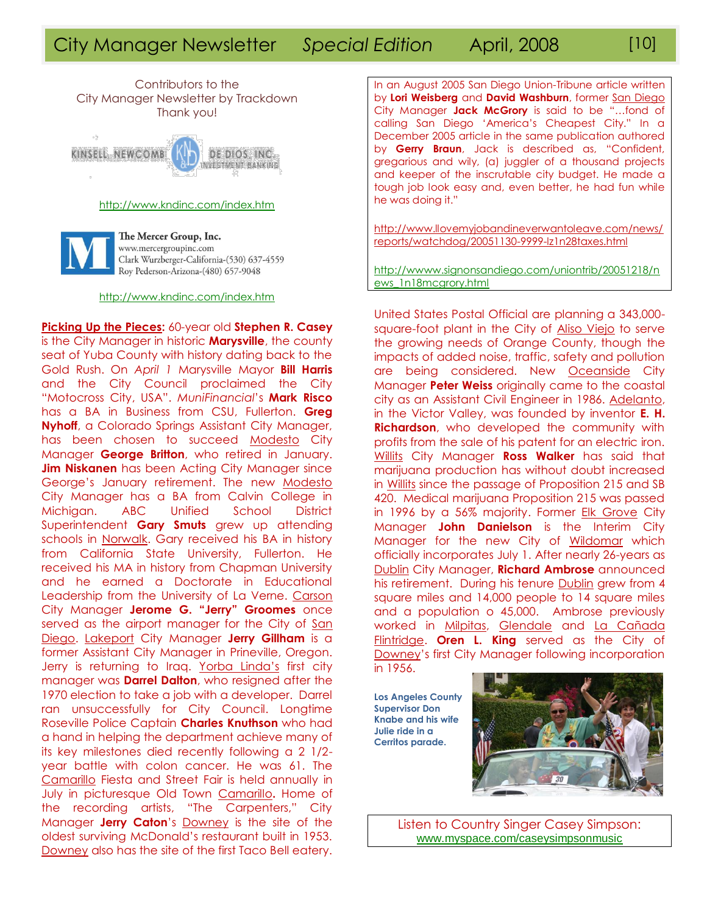Contributors to the
City Manager Newsletter by Trackdown
Thank you!

KINSELL, NEWCOMB & DE DIOS, INC. INVESTMENT BANKING

http://www.kndinc.com/index.htm

The Mercer Group, Inc.
www.mercergroupinc.com
Clark Wurzberger-California-(530) 637-4559
Roy Pederson-Arizona-(480) 657-9048

http://www.kndinc.com/index.htm

**Picking Up the Pieces:** 60-year old **Stephen R. Casey** is the City Manager in historic **Marysville**, the county seat of Yuba County with history dating back to the Gold Rush. On *April 1* Marysville Mayor **Bill Harris** and the City Council proclaimed the City "Motocross City, USA". *MuniFinancial*'s **Mark Risco** has a BA in Business from CSU, Fullerton. **Greg Nyhoff**, a Colorado Springs Assistant City Manager, has been chosen to succeed Modesto City Manager **George Britton**, who retired in January. **Jim Niskanen** has been Acting City Manager since George's January retirement. The new Modesto City Manager has a BA from Calvin College in Michigan. ABC Unified School District Superintendent **Gary Smuts** grew up attending schools in Norwalk. Gary received his BA in history from California State University, Fullerton. He received his MA in history from Chapman University and he earned a Doctorate in Educational Leadership from the University of La Verne. Carson City Manager **Jerome G. "Jerry" Groomes** once served as the airport manager for the City of San Diego. Lakeport City Manager **Jerry Gillham** is a former Assistant City Manager in Prineville, Oregon. Jerry is returning to Iraq. Yorba Linda's first city manager was **Darrel Dalton**, who resigned after the 1970 election to take a job with a developer. Darrel ran unsuccessfully for City Council. Longtime Roseville Police Captain **Charles Knuthson** who had a hand in helping the department achieve many of its key milestones died recently following a 2 1/2-year battle with colon cancer. He was 61. The Camarillo Fiesta and Street Fair is held annually in July in picturesque Old Town Camarillo. Home of the recording artists, "The Carpenters," City Manager **Jerry Caton**'s Downey is the site of the oldest surviving McDonald's restaurant built in 1953. Downey also has the site of the first Taco Bell eatery.

In an August 2005 San Diego Union-Tribune article written by **Lori Weisberg** and **David Washburn**, former San Diego City Manager **Jack McGrory** is said to be "…fond of calling San Diego 'America's Cheapest City." In a December 2005 article in the same publication authored by **Gerry Braun**, Jack is described as, "Confident, gregarious and wily, (a) juggler of a thousand projects and keeper of the inscrutable city budget. He made a tough job look easy and, even better, he had fun while he was doing it."

http://www.llovemyjobandineverwantoleave.com/news/reports/watchdog/20051130-9999-lz1n28taxes.html

http://www.signonsandiego.com/uniontrib/20051218/news_1n18mcgrory.html

United States Postal Official are planning a 343,000-square-foot plant in the City of Aliso Viejo to serve the growing needs of Orange County, though the impacts of added noise, traffic, safety and pollution are being considered. New Oceanside City Manager **Peter Weiss** originally came to the coastal city as an Assistant Civil Engineer in 1986. Adelanto, in the Victor Valley, was founded by inventor **E. H. Richardson**, who developed the community with profits from the sale of his patent for an electric iron. Willits City Manager **Ross Walker** has said that marijuana production has without doubt increased in Willits since the passage of Proposition 215 and SB 420. Medical marijuana Proposition 215 was passed in 1996 by a 56% majority. Former Elk Grove City Manager **John Danielson** is the Interim City Manager for the new City of Wildomar which officially incorporates July 1. After nearly 26-years as Dublin City Manager, **Richard Ambrose** announced his retirement. During his tenure Dublin grew from 4 square miles and 14,000 people to 14 square miles and a population o 45,000. Ambrose previously worked in Milpitas, Glendale and La Cañada Flintridge. **Oren L. King** served as the City of Downey's first City Manager following incorporation in 1956.

**Los Angeles County Supervisor Don Knabe and his wife Julie ride in a Cerritos parade.**

Listen to Country Singer Casey Simpson:
www.myspace.com/caseysimpsonmusic